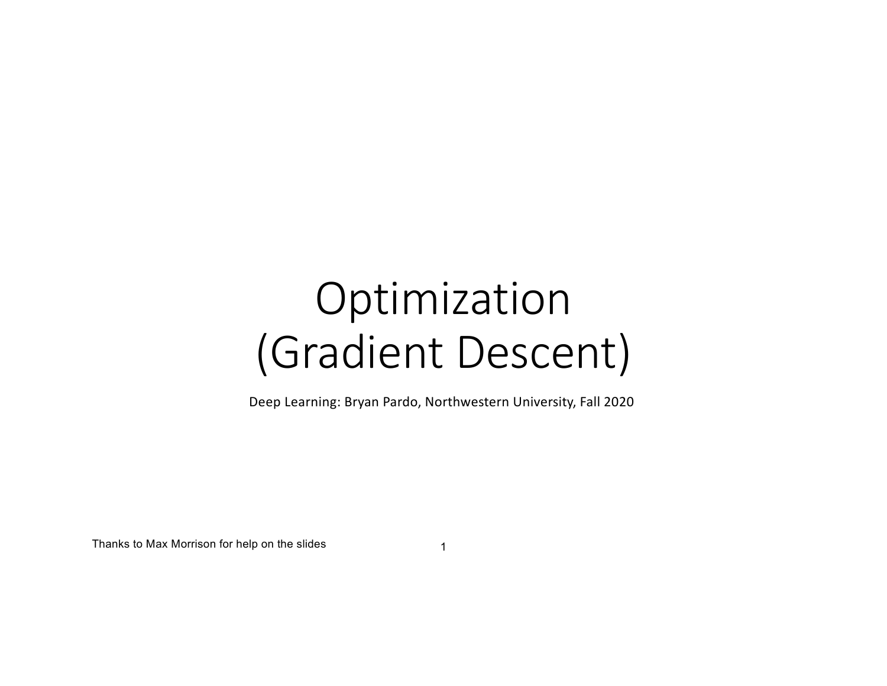# Optimization (Gradient Descent)

Deep Learning: Bryan Pardo, Northwestern University, Fall 2020

Thanks to Max Morrison for help on the slides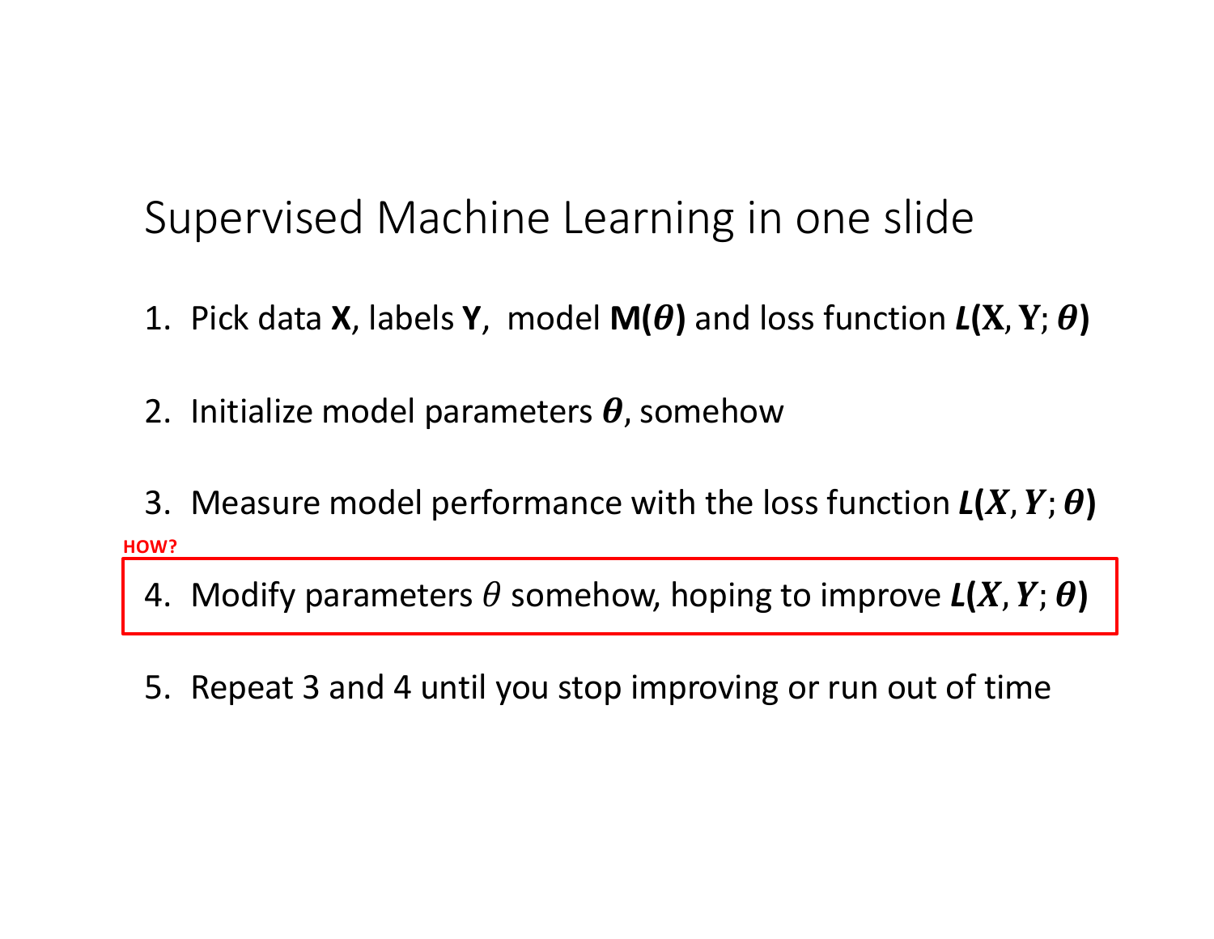# Supervised Machine Learning in one slide

1. Pick data **X**, labels **Y**, model **M($\theta$)** and loss function $\boldsymbol{L}(\mathbf{X}, \mathbf{Y}; \boldsymbol{\theta})$

2. Initialize model parameters $\boldsymbol{\theta}$, somehow

3. Measure model performance with the loss function $\boldsymbol{L}(\boldsymbol{X}, \boldsymbol{Y}; \boldsymbol{\theta})$

**HOW?**

4. Modify parameters $\theta$ somehow, hoping to improve $\boldsymbol{L}(\boldsymbol{X}, \boldsymbol{Y}; \boldsymbol{\theta})$

5. Repeat 3 and 4 until you stop improving or run out of time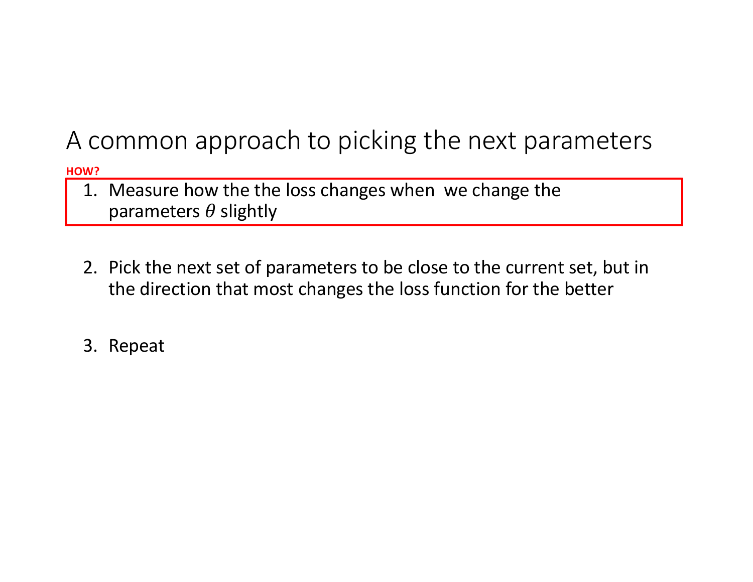# A common approach to picking the next parameters

**HOW?**

1. Measure how the the loss changes when  we change the parameters $\theta$ slightly

2. Pick the next set of parameters to be close to the current set, but in the direction that most changes the loss function for the better

3. Repeat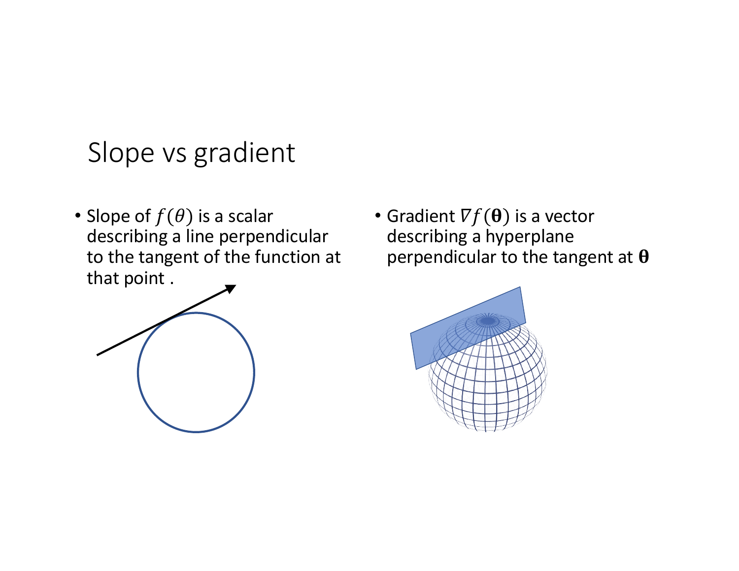# Slope vs gradient

- Slope of $f(\theta)$ is a scalar describing a line perpendicular to the tangent of the function at that point .

- Gradient $\nabla f(\boldsymbol{\theta})$ is a vector describing a hyperplane perpendicular to the tangent at $\boldsymbol{\theta}$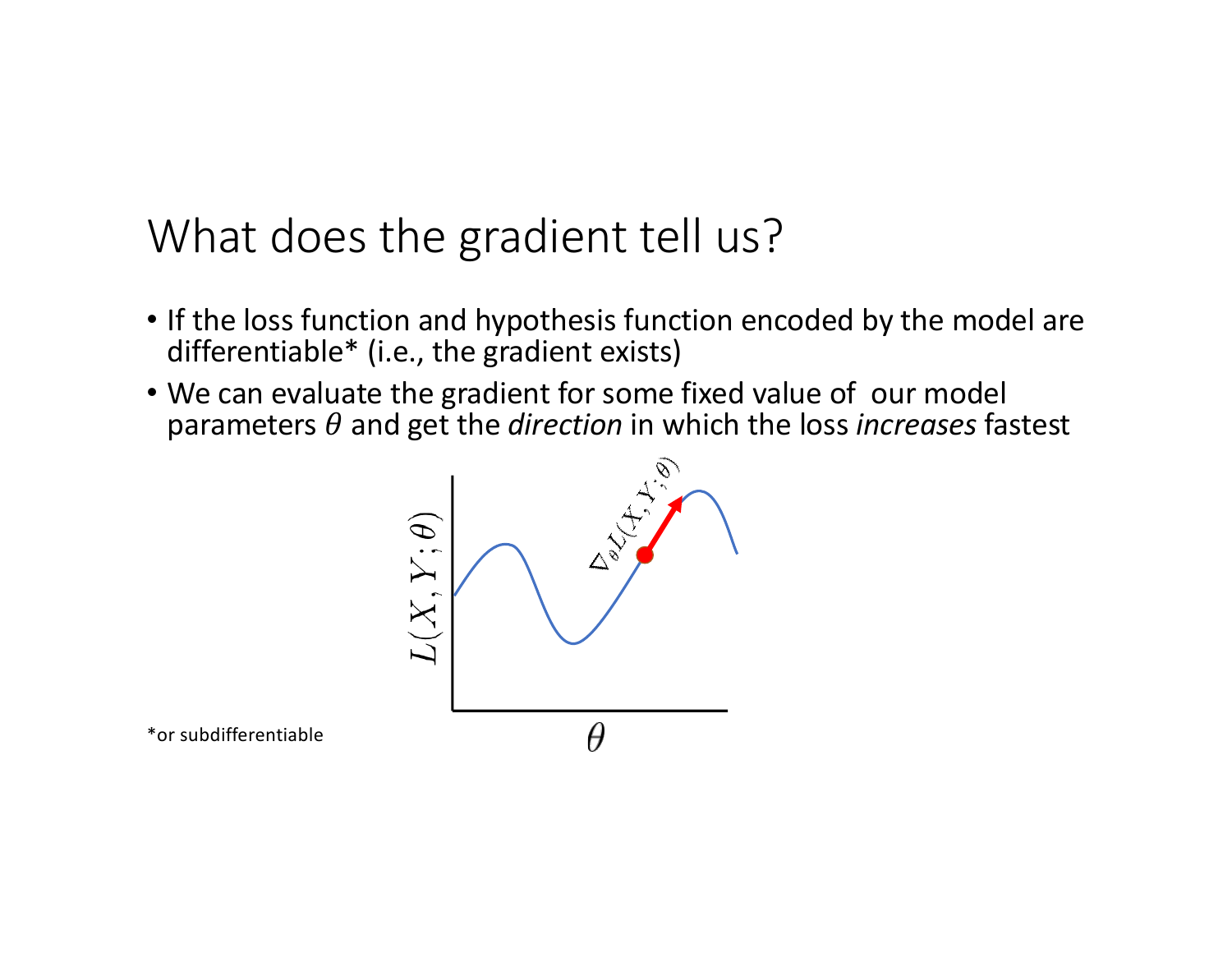# What does the gradient tell us?

- If the loss function and hypothesis function encoded by the model are differentiable* (i.e., the gradient exists)
- We can evaluate the gradient for some fixed value of our model parameters $\theta$ and get the *direction* in which the loss *increases* fastest

*or subdifferentiable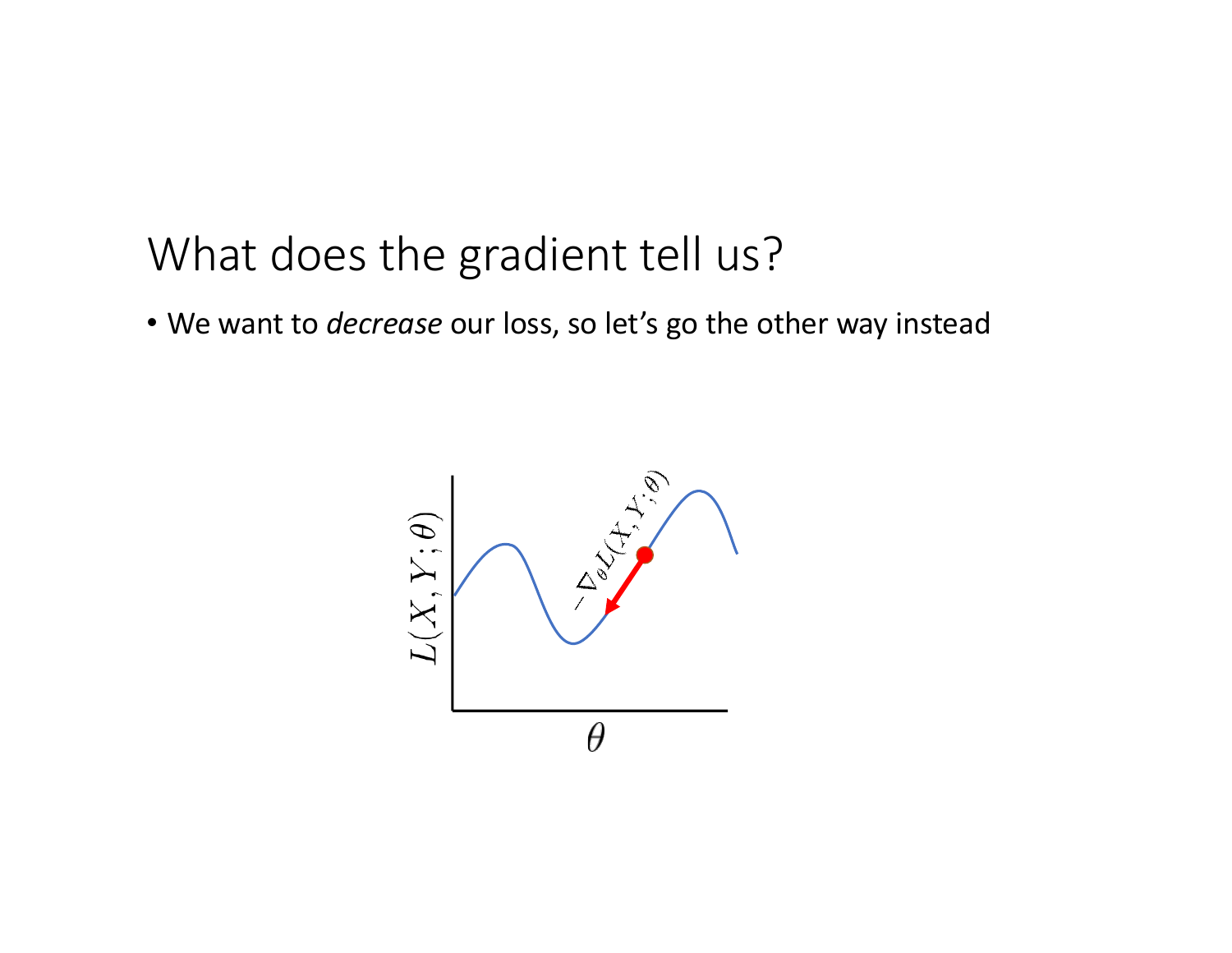# What does the gradient tell us?

- We want to *decrease* our loss, so let's go the other way instead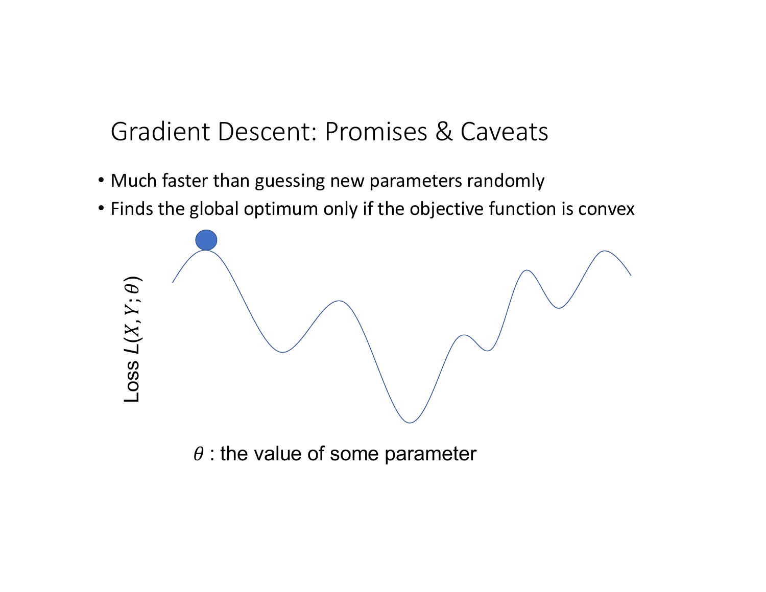# Gradient Descent: Promises & Caveats

- Much faster than guessing new parameters randomly
- Finds the global optimum only if the objective function is convex

Loss $L(X, Y; \theta)$

$\theta$ : the value of some parameter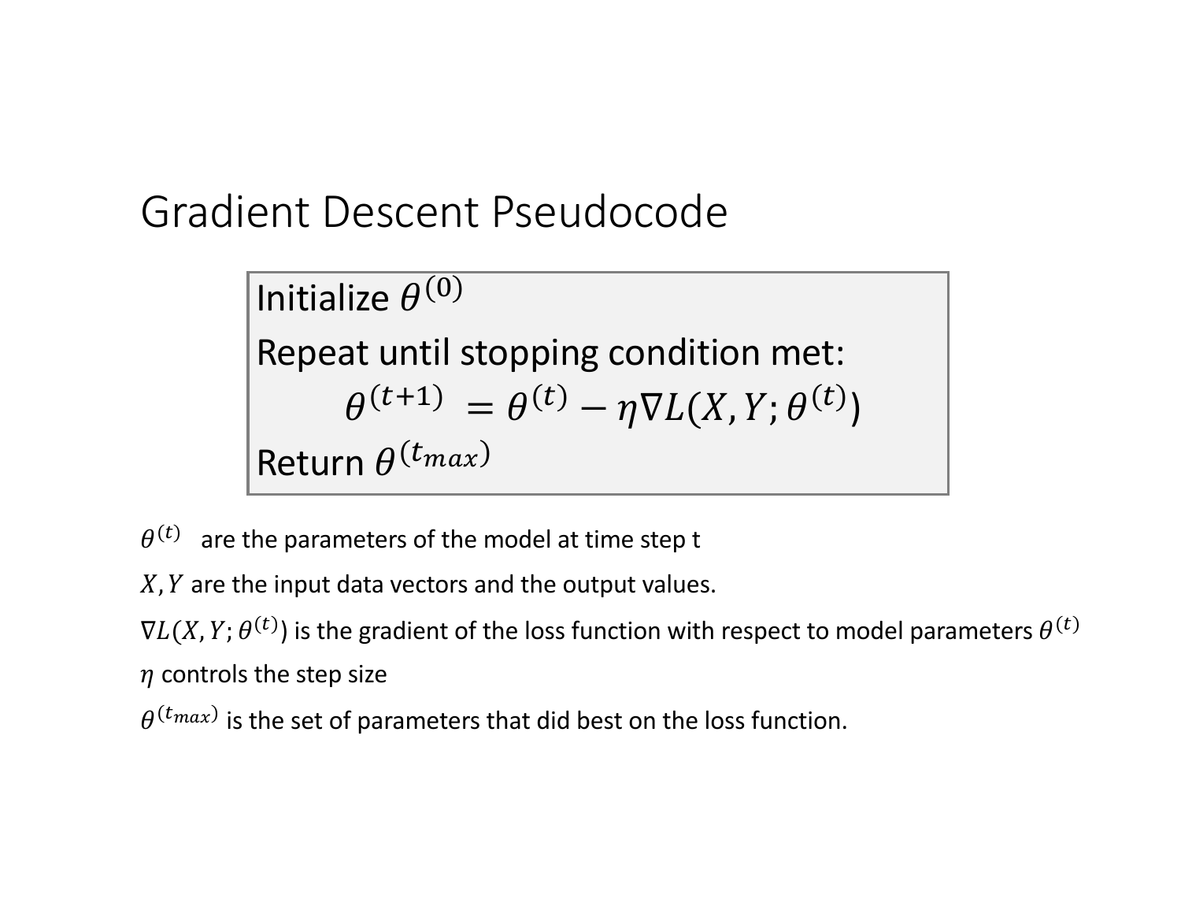# Gradient Descent Pseudocode

Initialize $\theta^{(0)}$

Repeat until stopping condition met:

$$\theta^{(t+1)} = \theta^{(t)} - \eta \nabla L(X, Y; \theta^{(t)})$$

Return $\theta^{(t_{max})}$

$\theta^{(t)}$ are the parameters of the model at time step t

$X, Y$ are the input data vectors and the output values.

$\nabla L(X, Y; \theta^{(t)})$ is the gradient of the loss function with respect to model parameters $\theta^{(t)}$

$\eta$ controls the step size

$\theta^{(t_{max})}$ is the set of parameters that did best on the loss function.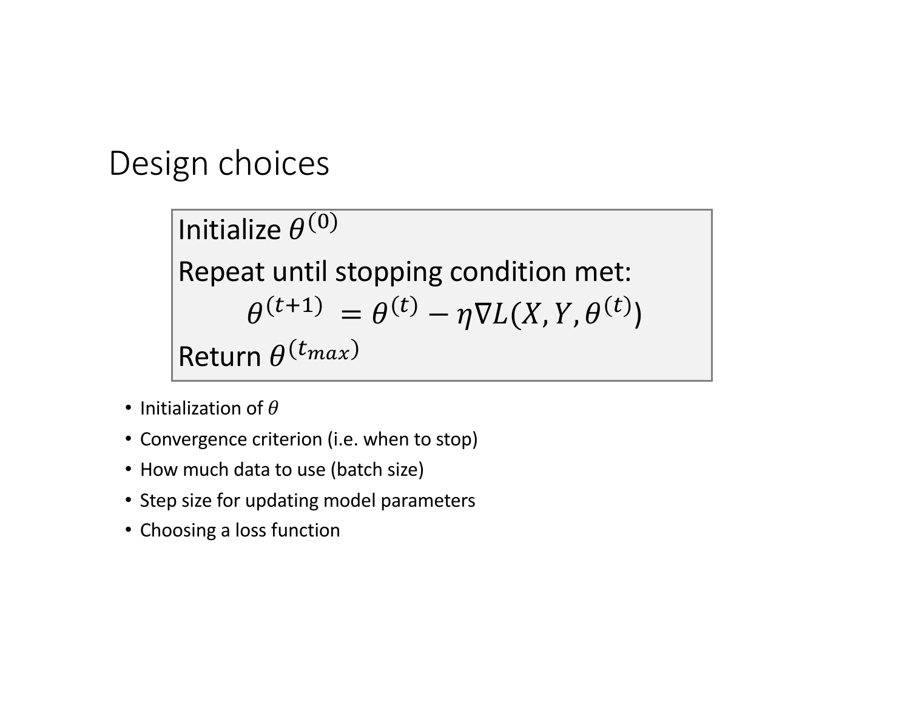# Design choices

> Initialize $\theta^{(0)}$
>
> Repeat until stopping condition met:
>
> $$\theta^{(t+1)} = \theta^{(t)} - \eta \nabla L(X, Y, \theta^{(t)})$$
>
> Return $\theta^{(t_{max})}$

- Initialization of $\theta$
- Convergence criterion (i.e. when to stop)
- How much data to use (batch size)
- Step size for updating model parameters
- Choosing a loss function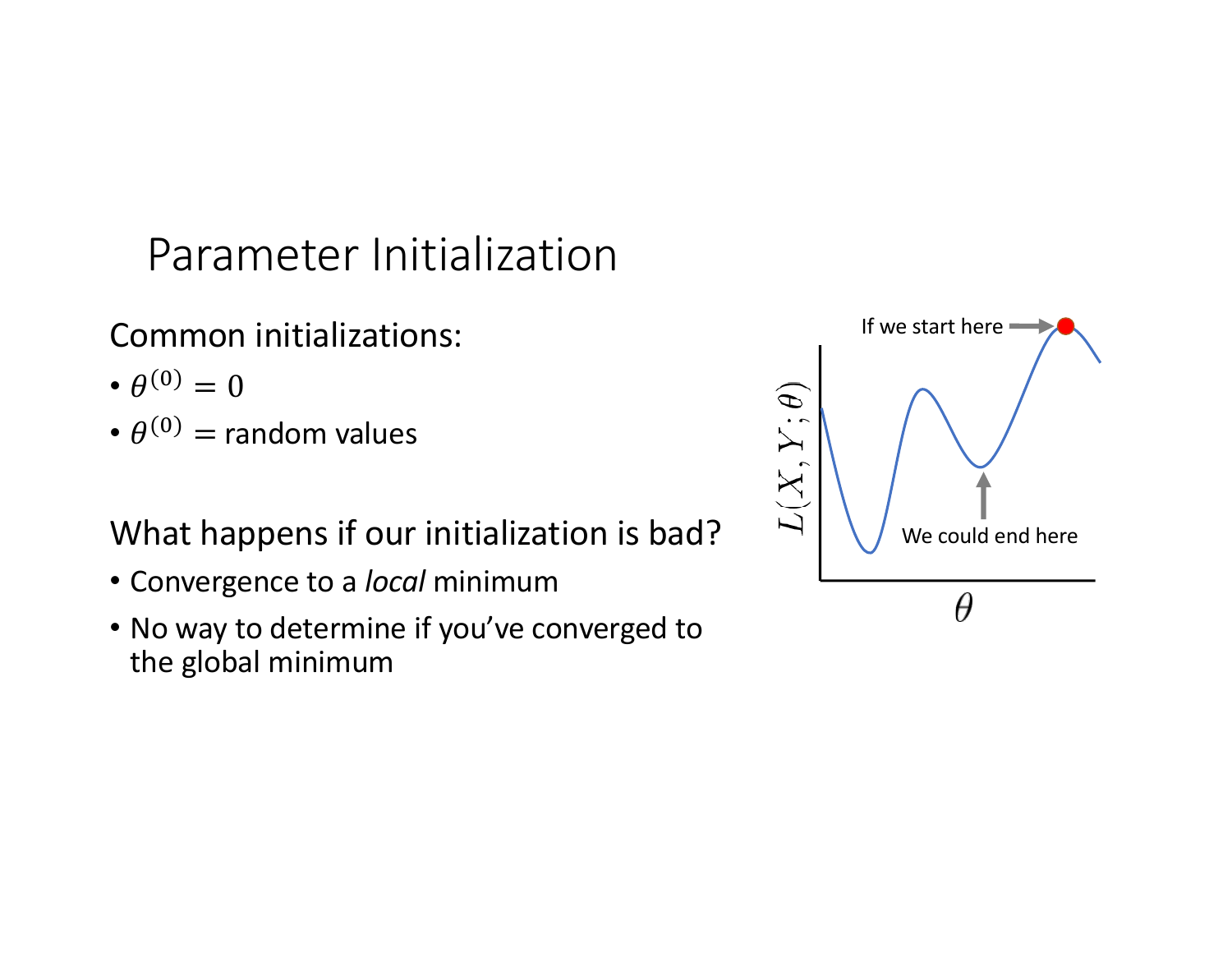# Parameter Initialization

Common initializations:

- $\theta^{(0)} = 0$
- $\theta^{(0)} =$ random values

What happens if our initialization is bad?

- Convergence to a *local* minimum
- No way to determine if you've converged to the global minimum

If we start here

We could end here

$L(X, Y; \theta)$

$\theta$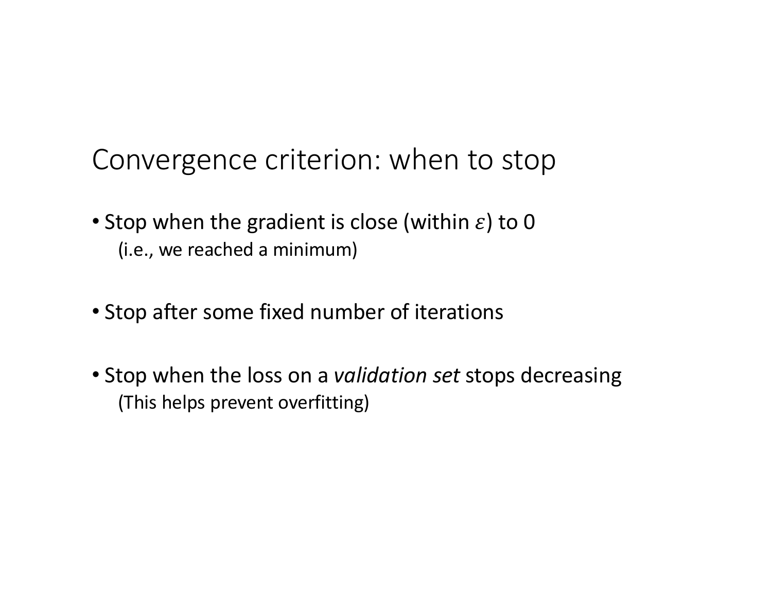# Convergence criterion: when to stop

- Stop when the gradient is close (within $\varepsilon$) to 0
  (i.e., we reached a minimum)

- Stop after some fixed number of iterations

- Stop when the loss on a *validation set* stops decreasing
  (This helps prevent overfitting)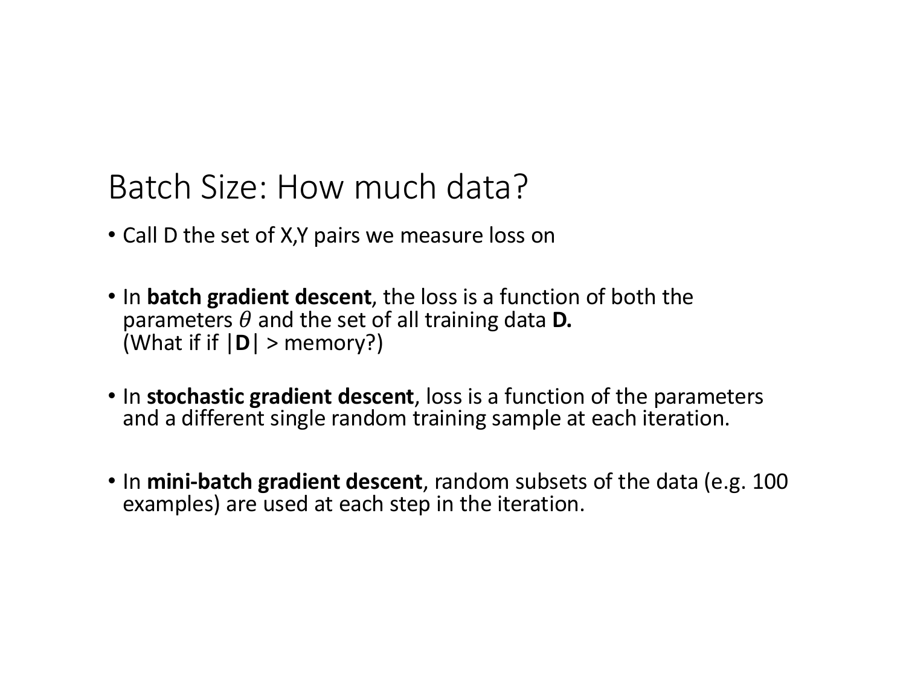# Batch Size: How much data?

- Call D the set of X,Y pairs we measure loss on

- In **batch gradient descent**, the loss is a function of both the parameters $\theta$ and the set of all training data **D.**
  (What if if |**D**| > memory?)

- In **stochastic gradient descent**, loss is a function of the parameters and a different single random training sample at each iteration.

- In **mini-batch gradient descent**, random subsets of the data (e.g. 100 examples) are used at each step in the iteration.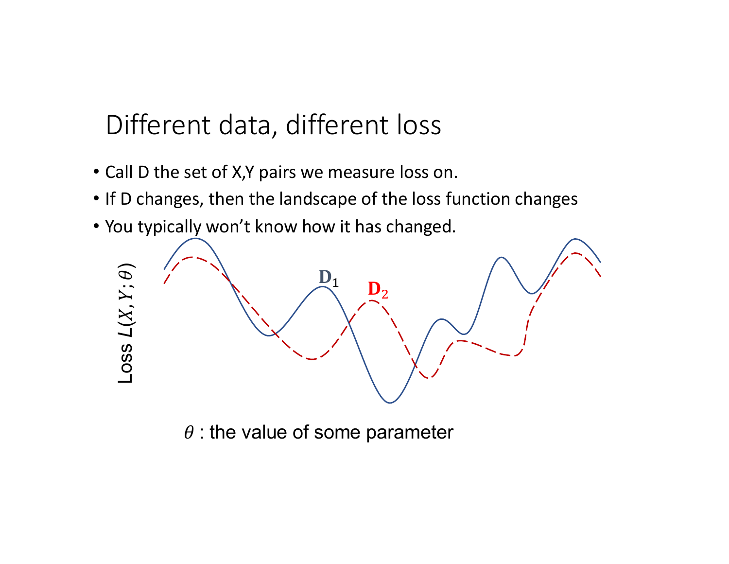# Different data, different loss

- Call D the set of X,Y pairs we measure loss on.
- If D changes, then the landscape of the loss function changes
- You typically won't know how it has changed.

Loss $L(X, Y; \theta)$

$\mathbf{D}_1$

$\mathbf{D}_2$

$\theta$ : the value of some parameter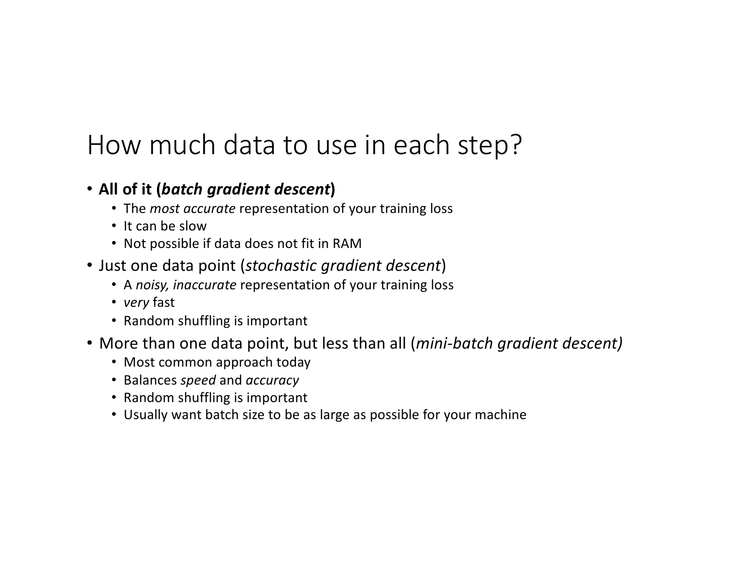# How much data to use in each step?

- **All of it (*batch gradient descent*)**
  - The *most accurate* representation of your training loss
  - It can be slow
  - Not possible if data does not fit in RAM
- Just one data point (*stochastic gradient descent*)
  - A *noisy, inaccurate* representation of your training loss
  - *very* fast
  - Random shuffling is important
- More than one data point, but less than all (*mini-batch gradient descent)*
  - Most common approach today
  - Balances *speed* and *accuracy*
  - Random shuffling is important
  - Usually want batch size to be as large as possible for your machine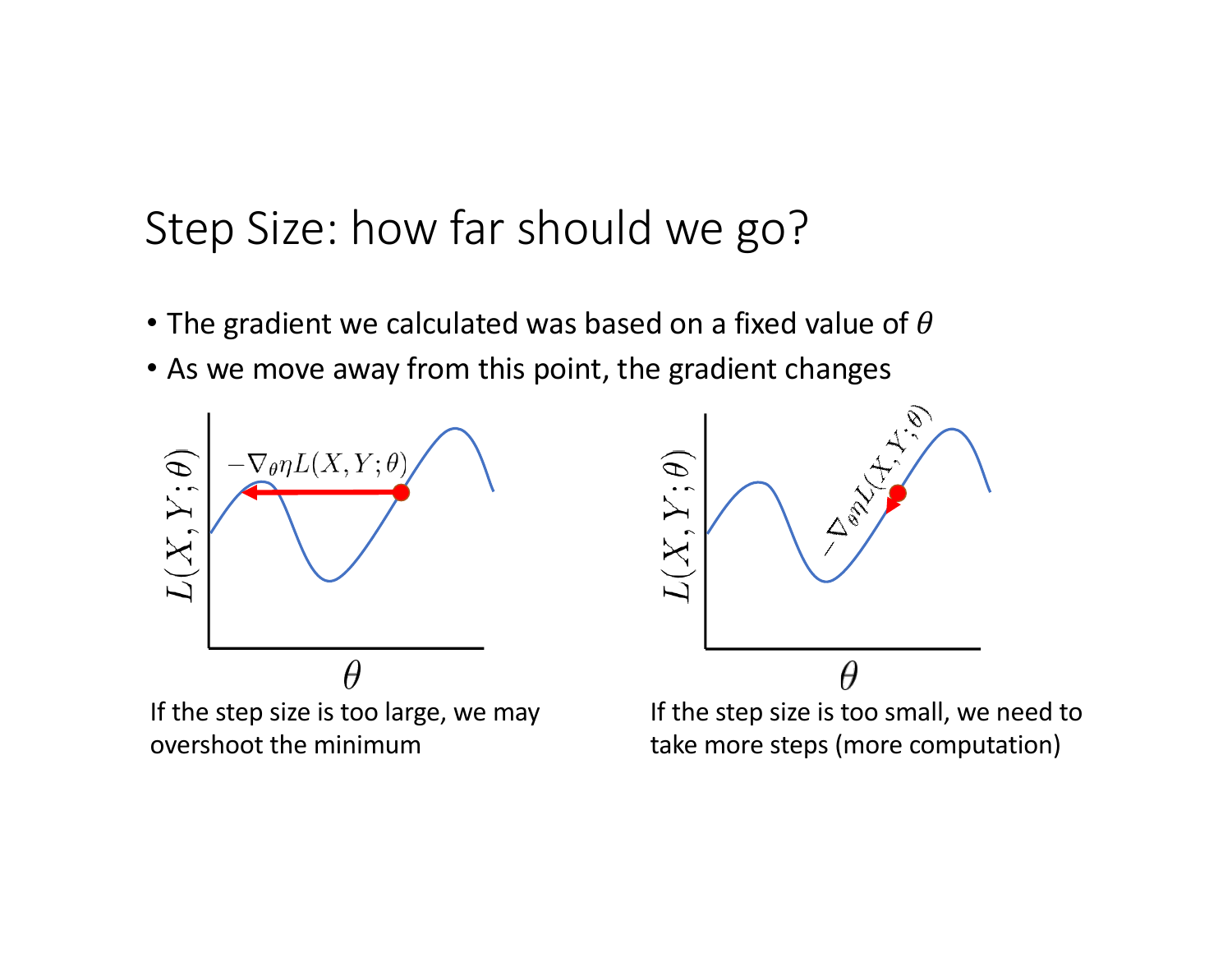## Step Size: how far should we go?

- The gradient we calculated was based on a fixed value of $\theta$
- As we move away from this point, the gradient changes

$-\nabla_\theta \eta L(X, Y; \theta)$

$L(X, Y; \theta)$

$\theta$

If the step size is too large, we may overshoot the minimum

$-\nabla_\theta \eta L(X, Y; \theta)$

$L(X, Y; \theta)$

$\theta$

If the step size is too small, we need to take more steps (more computation)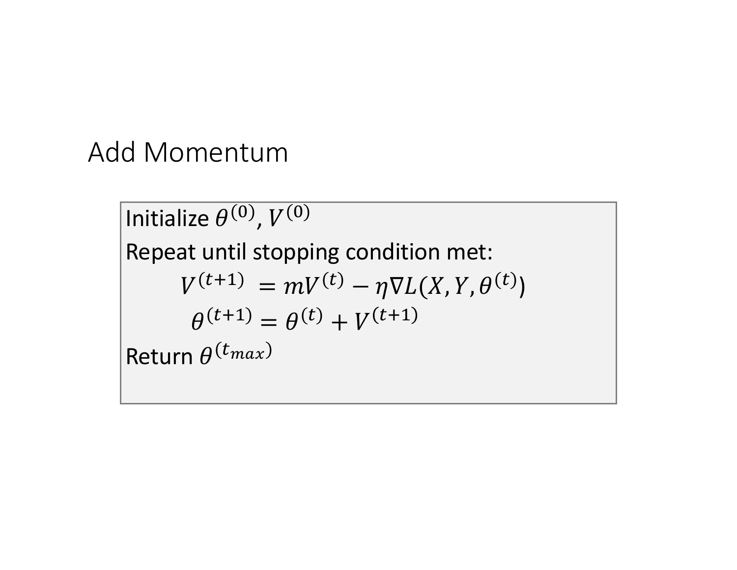# Add Momentum

Initialize $\theta^{(0)}, V^{(0)}$

Repeat until stopping condition met:

$$V^{(t+1)} = mV^{(t)} - \eta \nabla L(X, Y, \theta^{(t)})$$

$$\theta^{(t+1)} = \theta^{(t)} + V^{(t+1)}$$

Return $\theta^{(t_{max})}$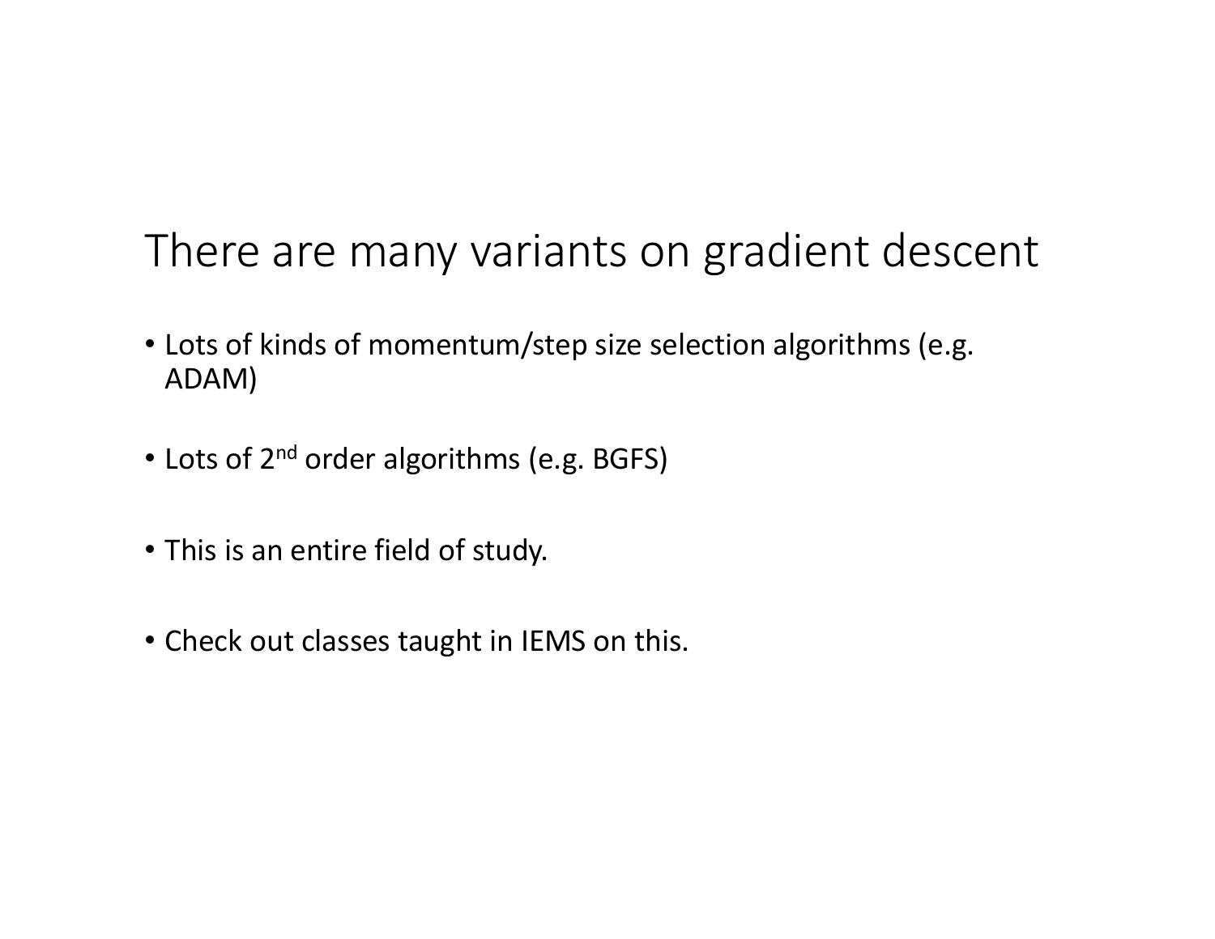# There are many variants on gradient descent

- Lots of kinds of momentum/step size selection algorithms (e.g. ADAM)
- Lots of $2^{nd}$ order algorithms (e.g. BGFS)
- This is an entire field of study.
- Check out classes taught in IEMS on this.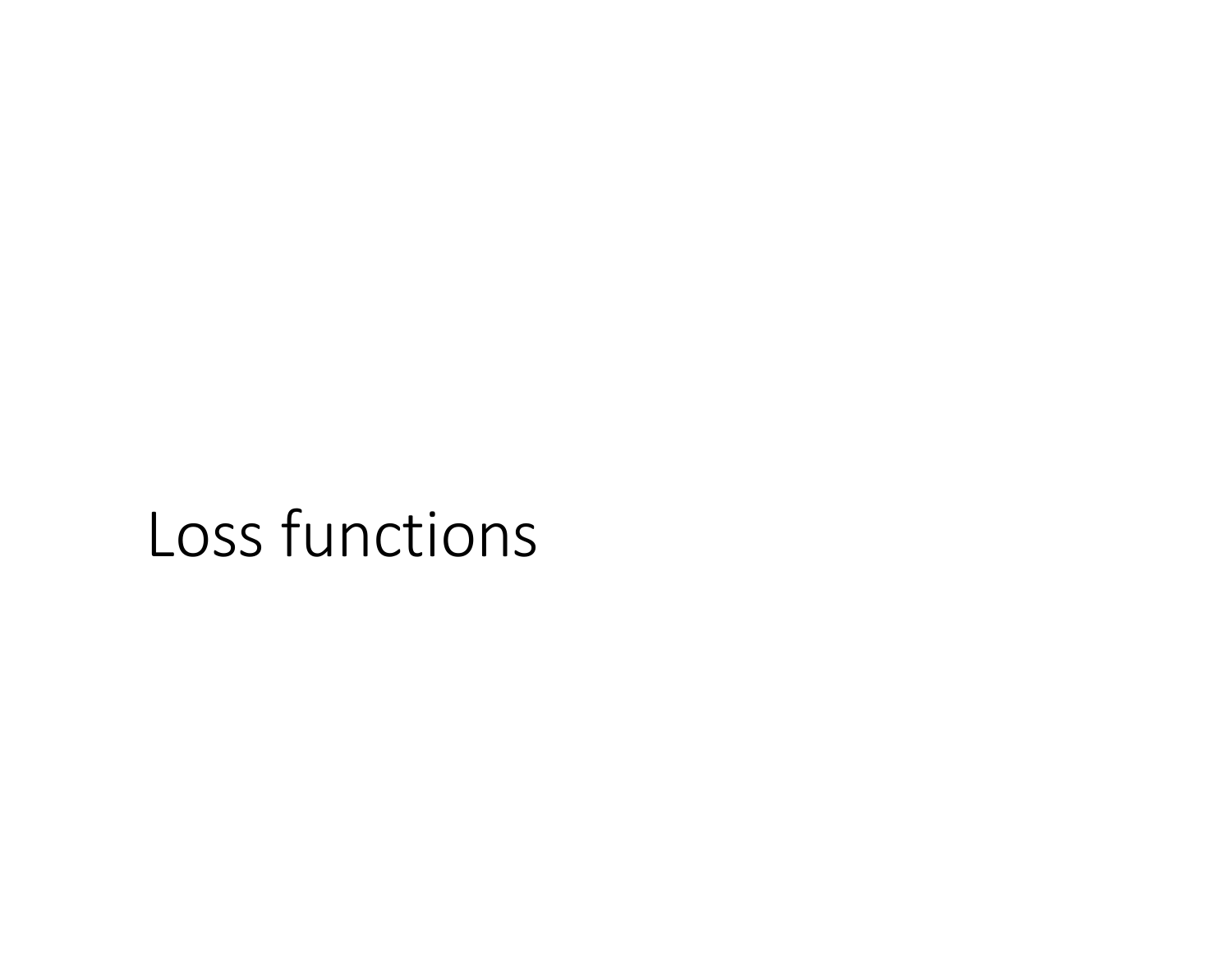# Loss functions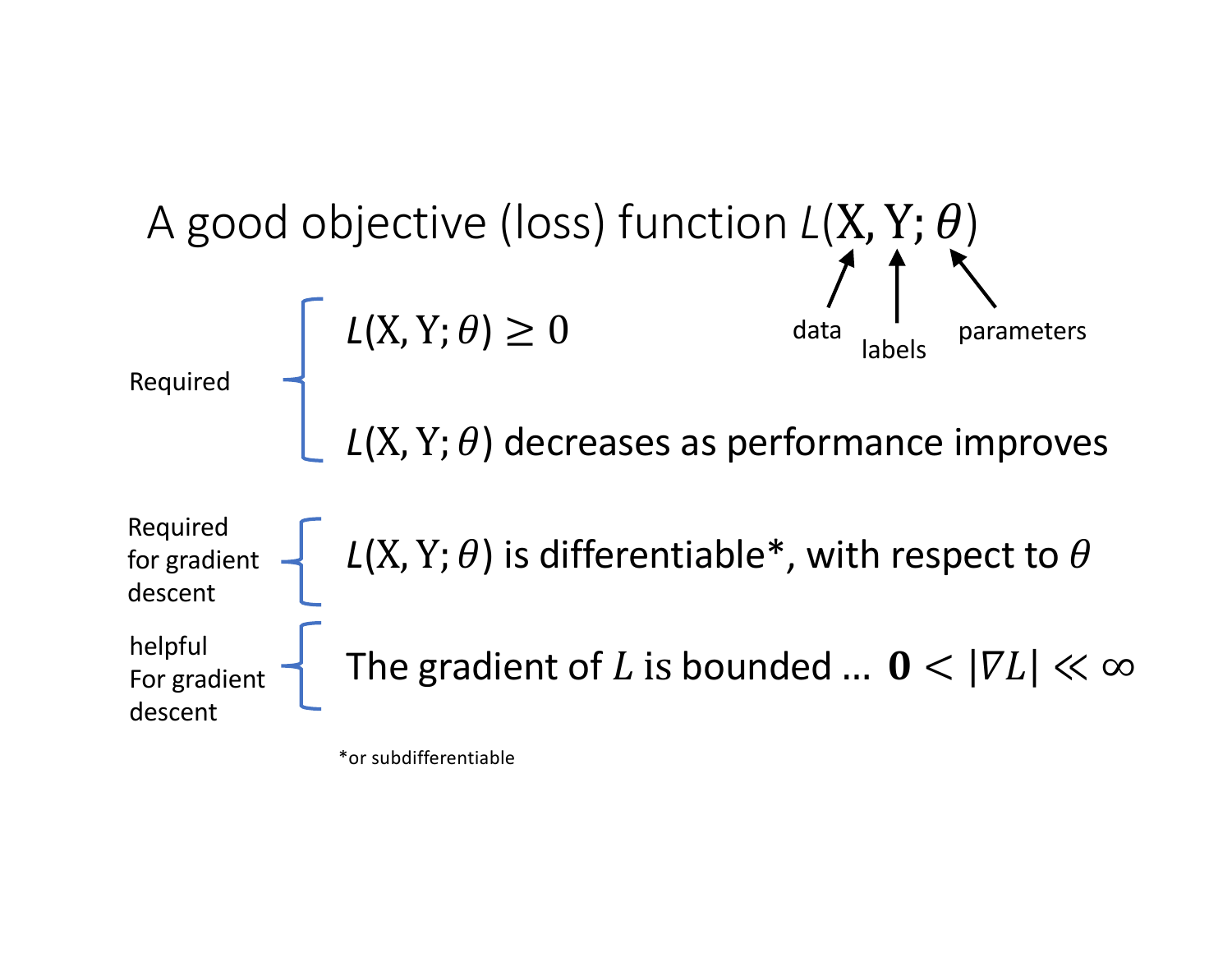# A good objective (loss) function $L(\mathrm{X}, \mathrm{Y}; \theta)$

- $\mathrm{X}$: data
- $\mathrm{Y}$: labels
- $\theta$: parameters

**Required**

- $L(\mathrm{X}, \mathrm{Y}; \theta) \geq 0$
- $L(\mathrm{X}, \mathrm{Y}; \theta)$ decreases as performance improves

**Required for gradient descent**

- $L(\mathrm{X}, \mathrm{Y}; \theta)$ is differentiable*, with respect to $\theta$

**helpful For gradient descent**

- The gradient of $L$ is bounded … $\mathbf{0} < |\nabla L| \ll \infty$

*or subdifferentiable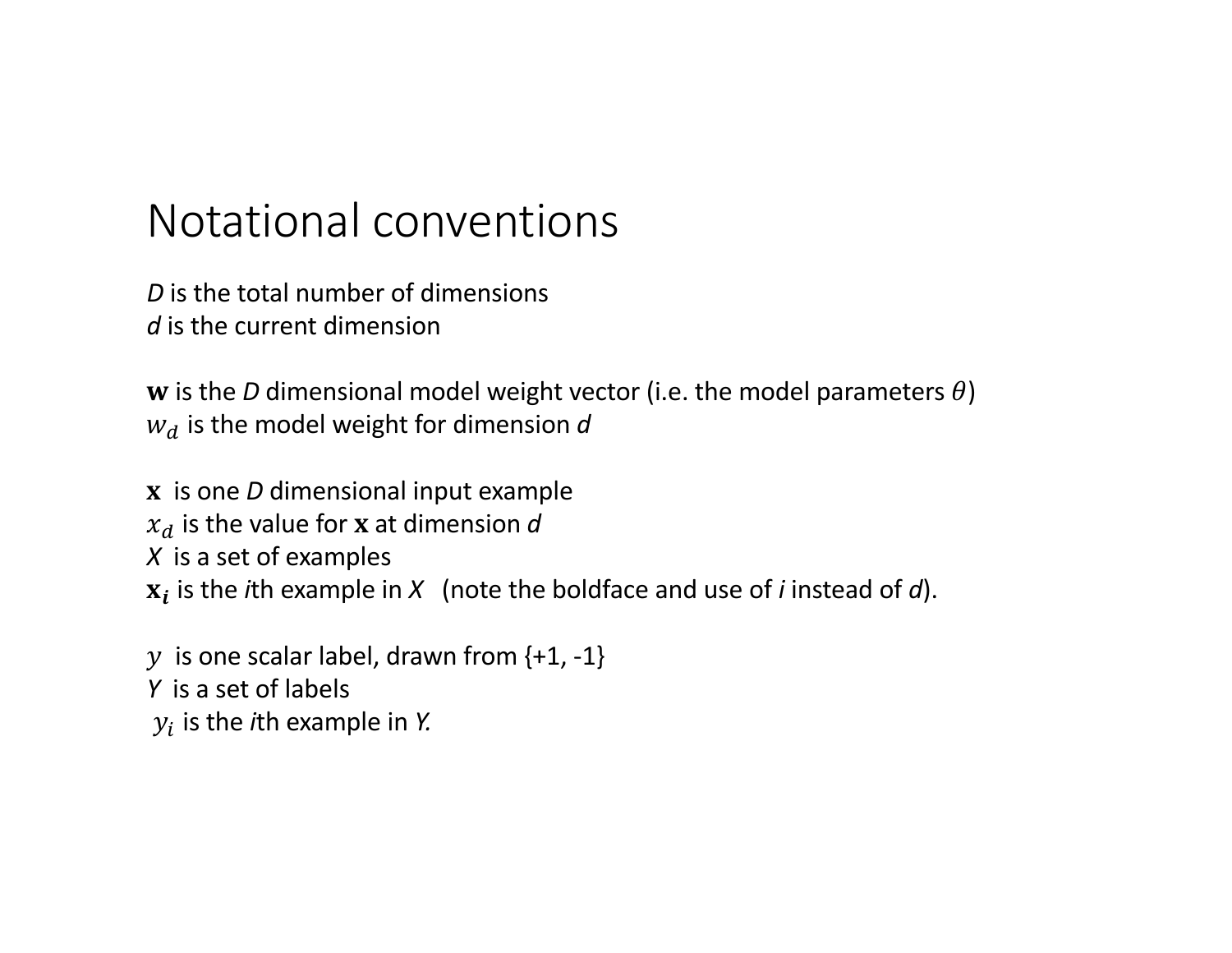# Notational conventions

*D* is the total number of dimensions
*d* is the current dimension

$\mathbf{w}$ is the *D* dimensional model weight vector (i.e. the model parameters $\theta$)
$w_d$ is the model weight for dimension *d*

$\mathbf{x}$ is one *D* dimensional input example
$x_d$ is the value for $\mathbf{x}$ at dimension *d*
*X* is a set of examples
$\mathbf{x}_{\boldsymbol{i}}$ is the *i*th example in *X* (note the boldface and use of *i* instead of *d*).

$y$ is one scalar label, drawn from {+1, -1}
*Y* is a set of labels
$y_i$ is the *i*th example in *Y.*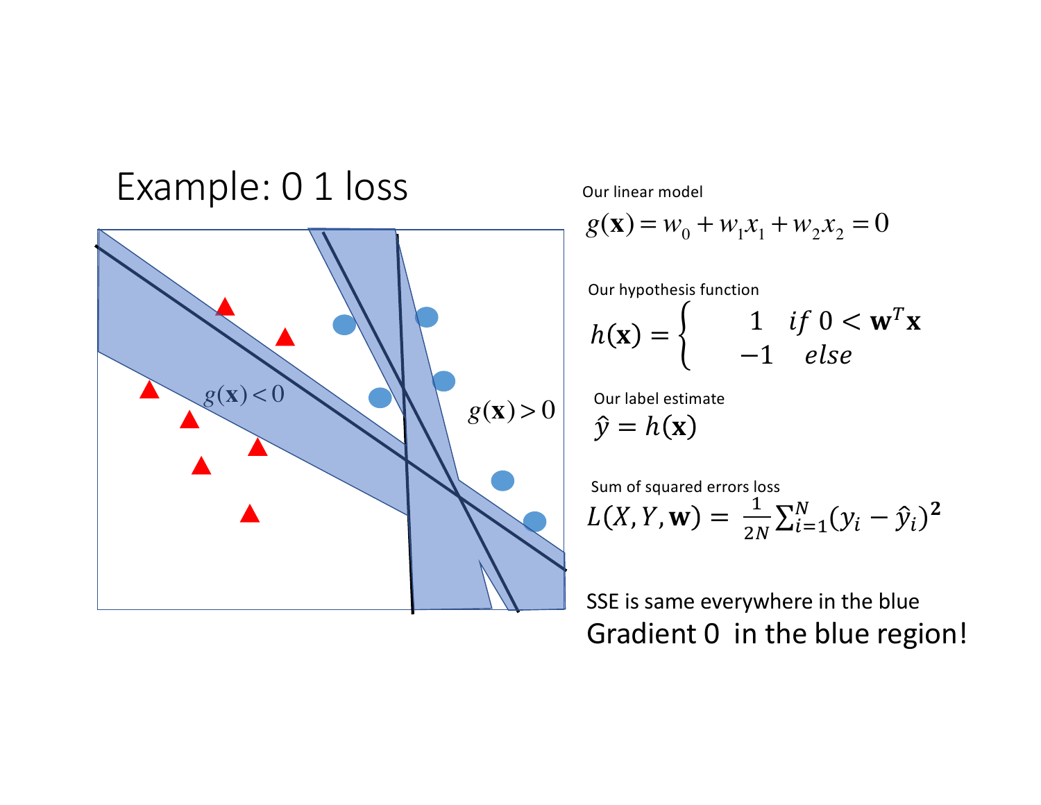# Example: 0 1 loss

$g(\mathbf{x}) < 0$

$g(\mathbf{x}) > 0$

Our linear model

$$g(\mathbf{x}) = w_0 + w_1 x_1 + w_2 x_2 = 0$$

Our hypothesis function

$$h(\mathbf{x}) = \begin{cases} 1 & if\ 0 < \mathbf{w}^T \mathbf{x} \\ -1 & else \end{cases}$$

Our label estimate

$$\hat{y} = h(\mathbf{x})$$

Sum of squared errors loss

$$L(X, Y, \mathbf{w}) = \frac{1}{2N} \sum_{i=1}^{N} (y_i - \hat{y}_i)^2$$

SSE is same everywhere in the blue

Gradient 0 in the blue region!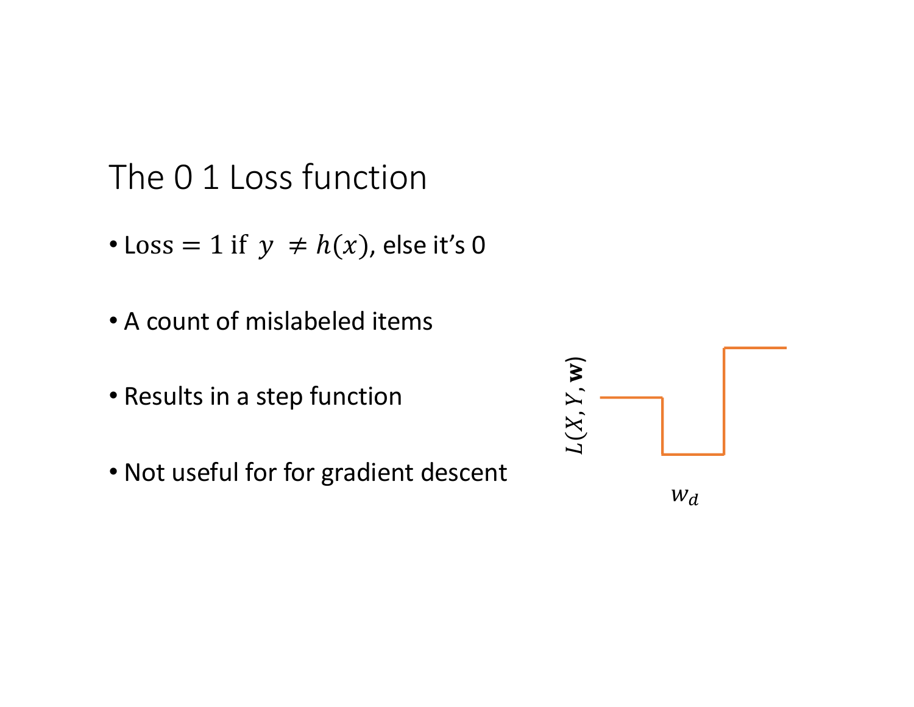# The 0 1 Loss function

- Loss $= 1$ if $y \neq h(x)$, else it's 0
- A count of mislabeled items
- Results in a step function
- Not useful for for gradient descent

$L(X, Y, \mathbf{w})$

$w_d$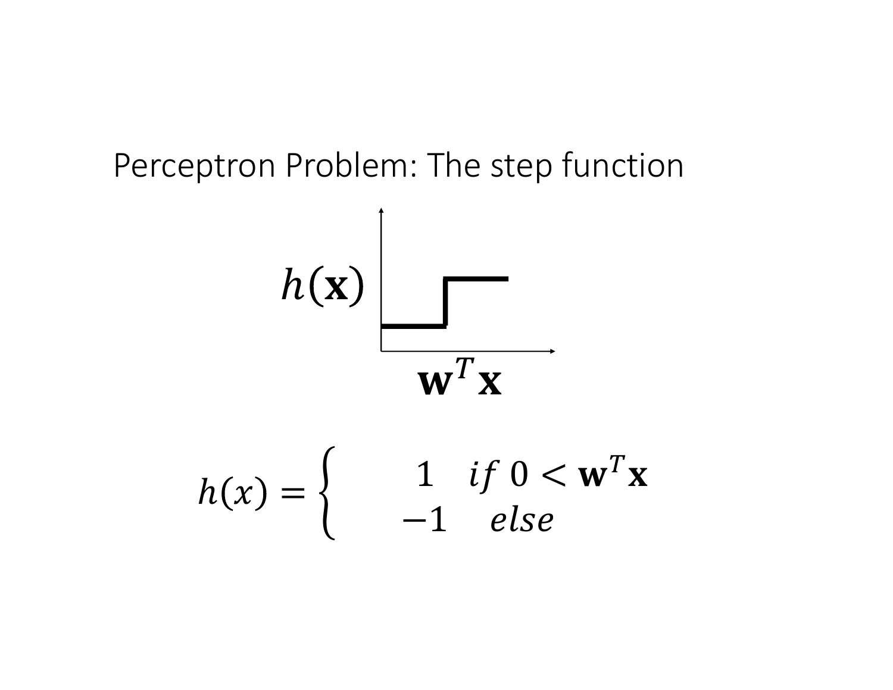# Perceptron Problem: The step function

$$h(x) = \begin{cases} 1 & if\ 0 < \mathbf{w}^T\mathbf{x} \\ -1 & else \end{cases}$$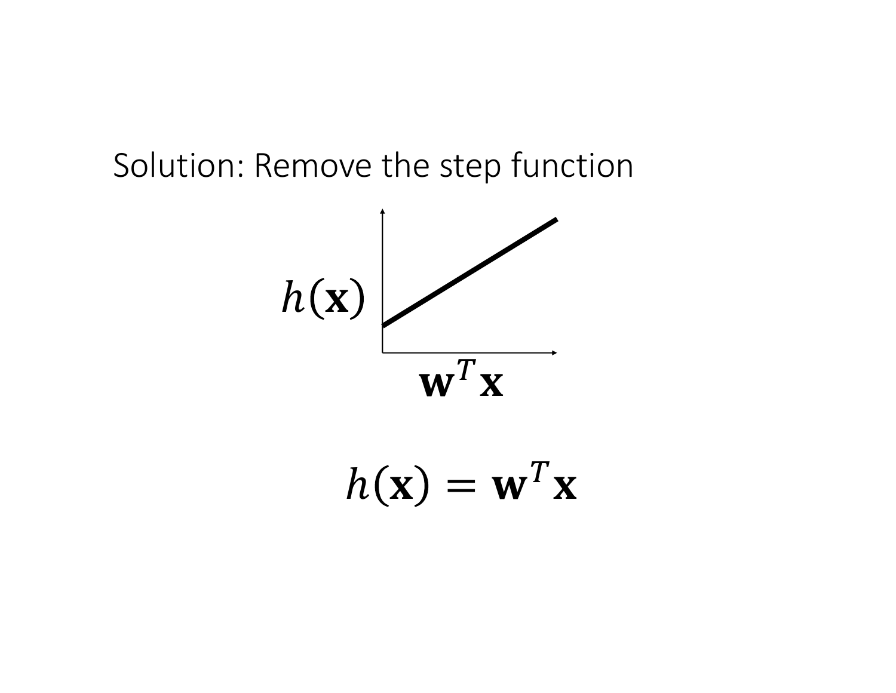Solution: Remove the step function

$$h(\mathbf{x}) = \mathbf{w}^T\mathbf{x}$$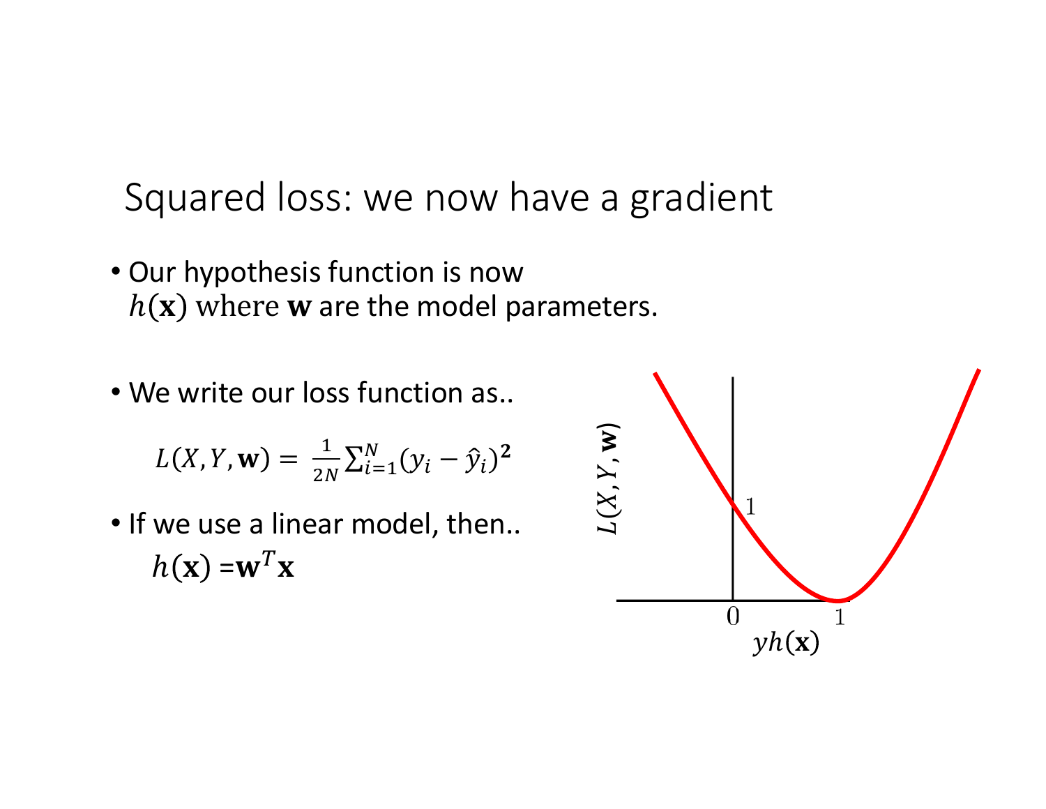# Squared loss: we now have a gradient

- Our hypothesis function is now $h(\mathbf{x})$ where $\mathbf{w}$ are the model parameters.

- We write our loss function as..

$$L(X, Y, \mathbf{w}) = \frac{1}{2N} \sum_{i=1}^{N} (y_i - \hat{y}_i)^2$$

- If we use a linear model, then..

$$h(\mathbf{x}) = \mathbf{w}^T \mathbf{x}$$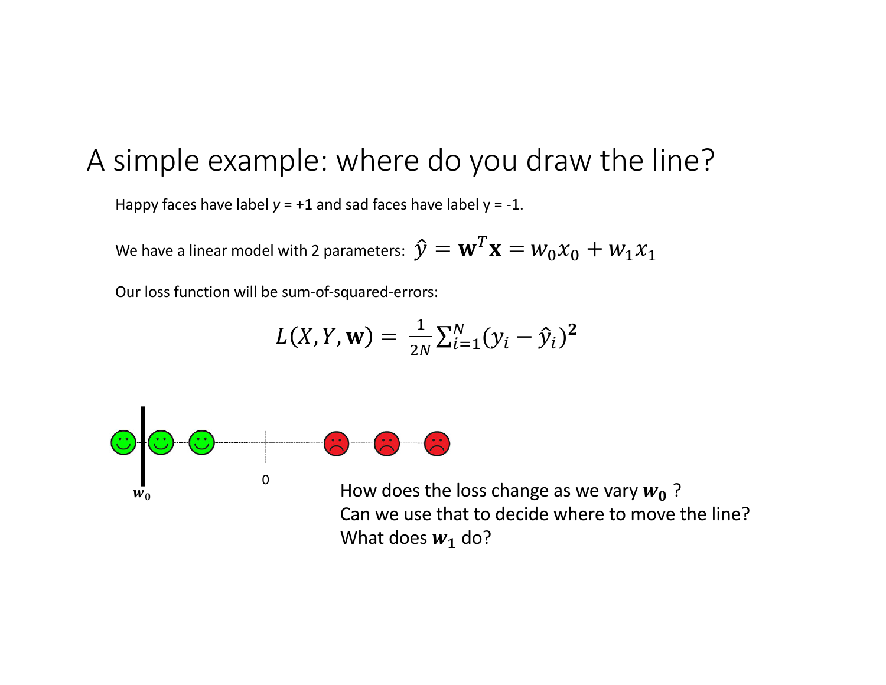# A simple example: where do you draw the line?

Happy faces have label $y$ = +1 and sad faces have label y = -1.

We have a linear model with 2 parameters: $\hat{y} = \mathbf{w}^T\mathbf{x} = w_0 x_0 + w_1 x_1$

Our loss function will be sum-of-squared-errors:

$$L(X, Y, \mathbf{w}) = \frac{1}{2N}\sum_{i=1}^{N}(y_i - \hat{y}_i)^{\mathbf{2}}$$

$w_0$

0

How does the loss change as we vary $\boldsymbol{w_0}$ ?
Can we use that to decide where to move the line?
What does $\boldsymbol{w_1}$ do?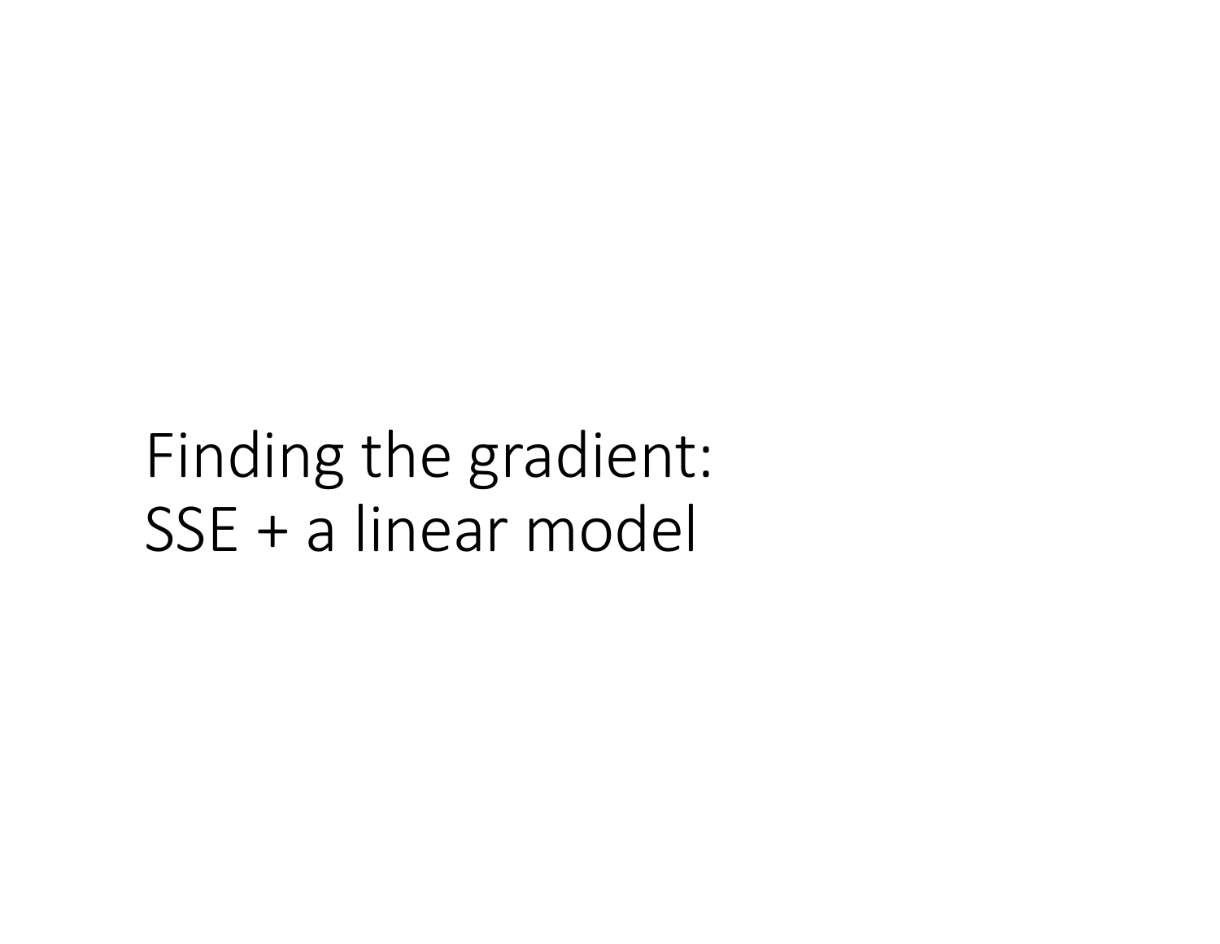# Finding the gradient: SSE + a linear model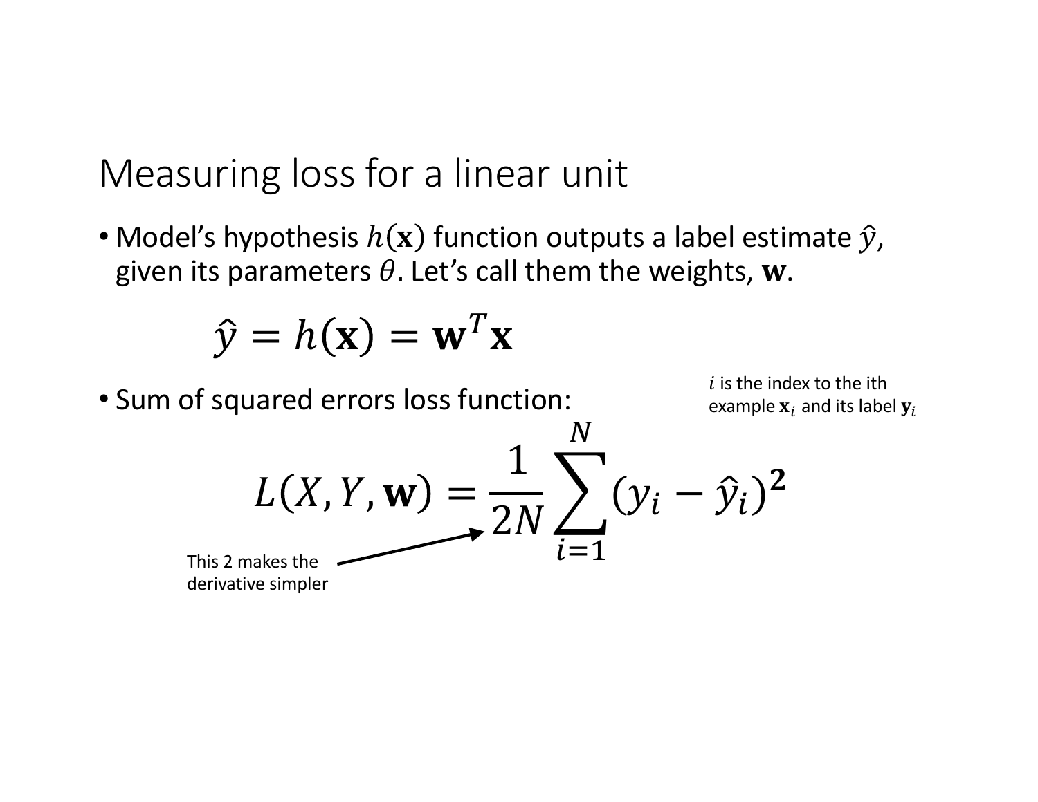# Measuring loss for a linear unit

- Model's hypothesis $h(\mathbf{x})$ function outputs a label estimate $\hat{y}$, given its parameters $\theta$. Let's call them the weights, $\mathbf{w}$.

$$\hat{y} = h(\mathbf{x}) = \mathbf{w}^T \mathbf{x}$$

- Sum of squared errors loss function:

$i$ is the index to the ith example $\mathbf{x}_i$ and its label $\mathbf{y}_i$

$$L(X, Y, \mathbf{w}) = \frac{1}{2N} \sum_{i=1}^{N} (y_i - \hat{y}_i)^{\mathbf{2}}$$

This 2 makes the derivative simpler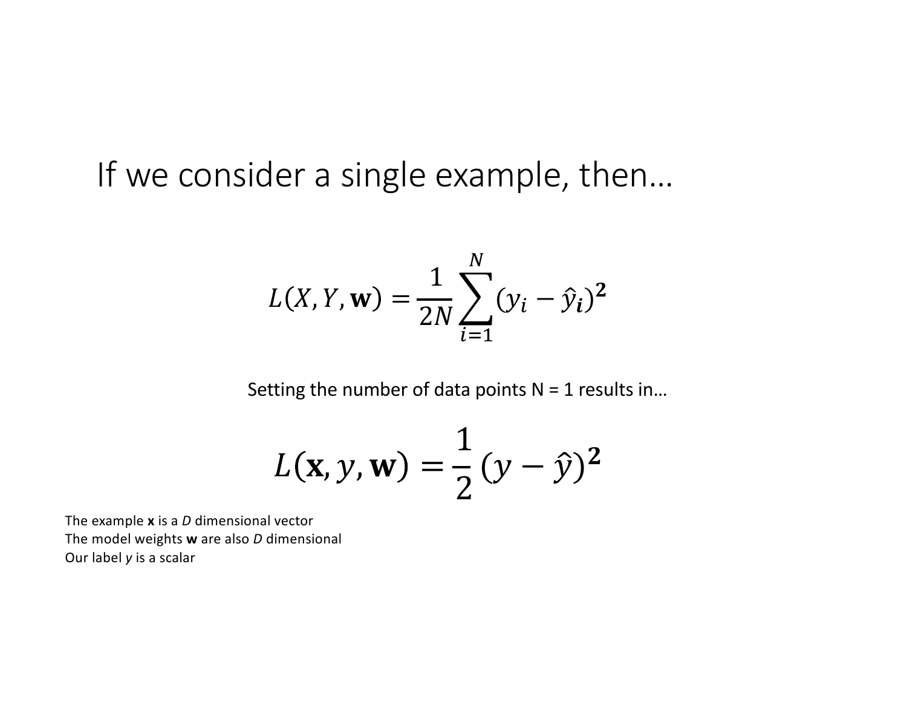# If we consider a single example, then…

$$L(X, Y, \mathbf{w}) = \frac{1}{2N} \sum_{i=1}^{N} (y_i - \hat{y}_{\boldsymbol{i}})^{\mathbf{2}}$$

Setting the number of data points N = 1 results in…

$$L(\mathbf{x}, y, \mathbf{w}) = \frac{1}{2} (y - \hat{y})^{\mathbf{2}}$$

The example **x** is a *D* dimensional vector
The model weights **w** are also *D* dimensional
Our label *y* is a scalar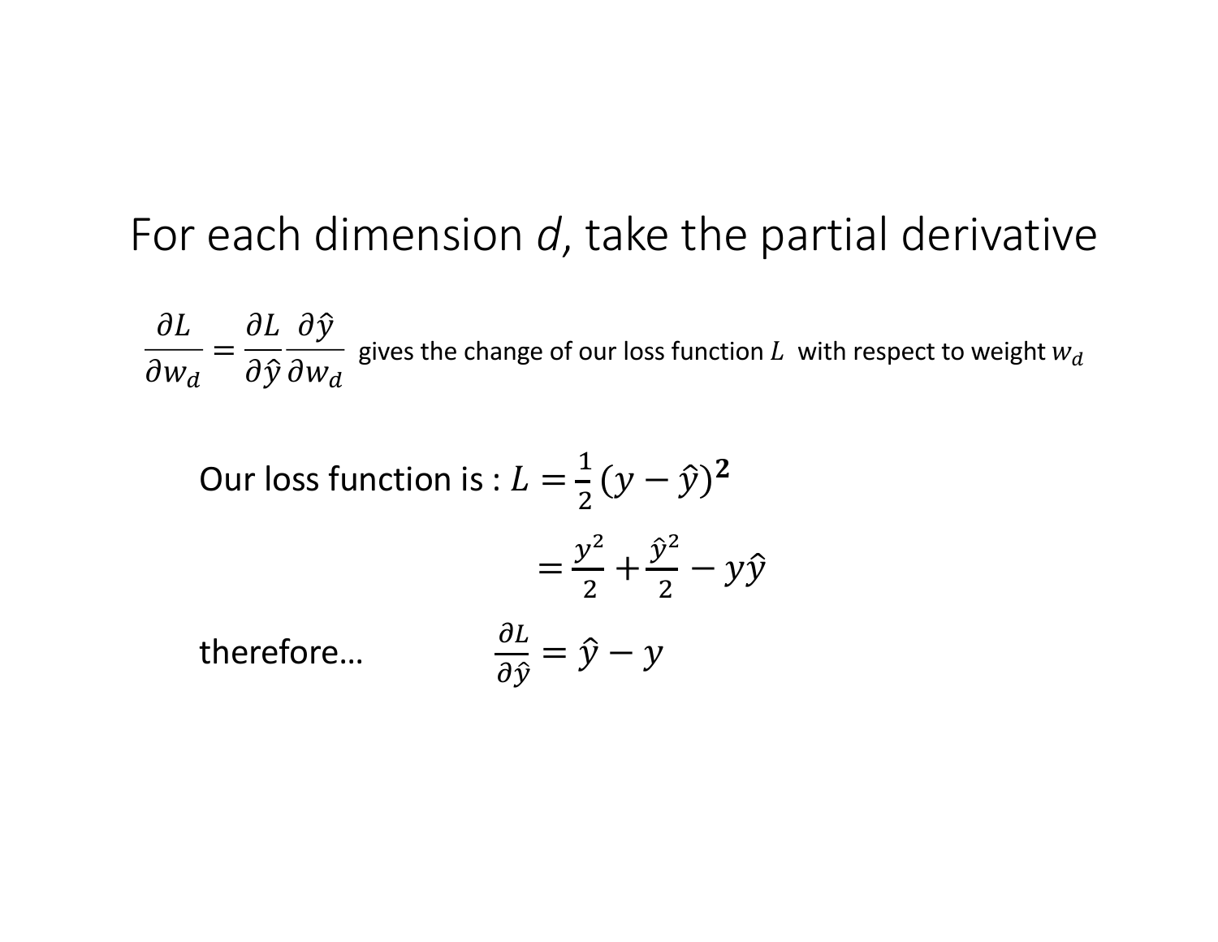# For each dimension *d*, take the partial derivative

$\frac{\partial L}{\partial w_d} = \frac{\partial L}{\partial \hat{y}} \frac{\partial \hat{y}}{\partial w_d}$ gives the change of our loss function $L$ with respect to weight $w_d$

Our loss function is : $L = \frac{1}{2}(y - \hat{y})^{\mathbf{2}}$

$$= \frac{y^2}{2} + \frac{\hat{y}^2}{2} - y\hat{y}$$

therefore… $\frac{\partial L}{\partial \hat{y}} = \hat{y} - y$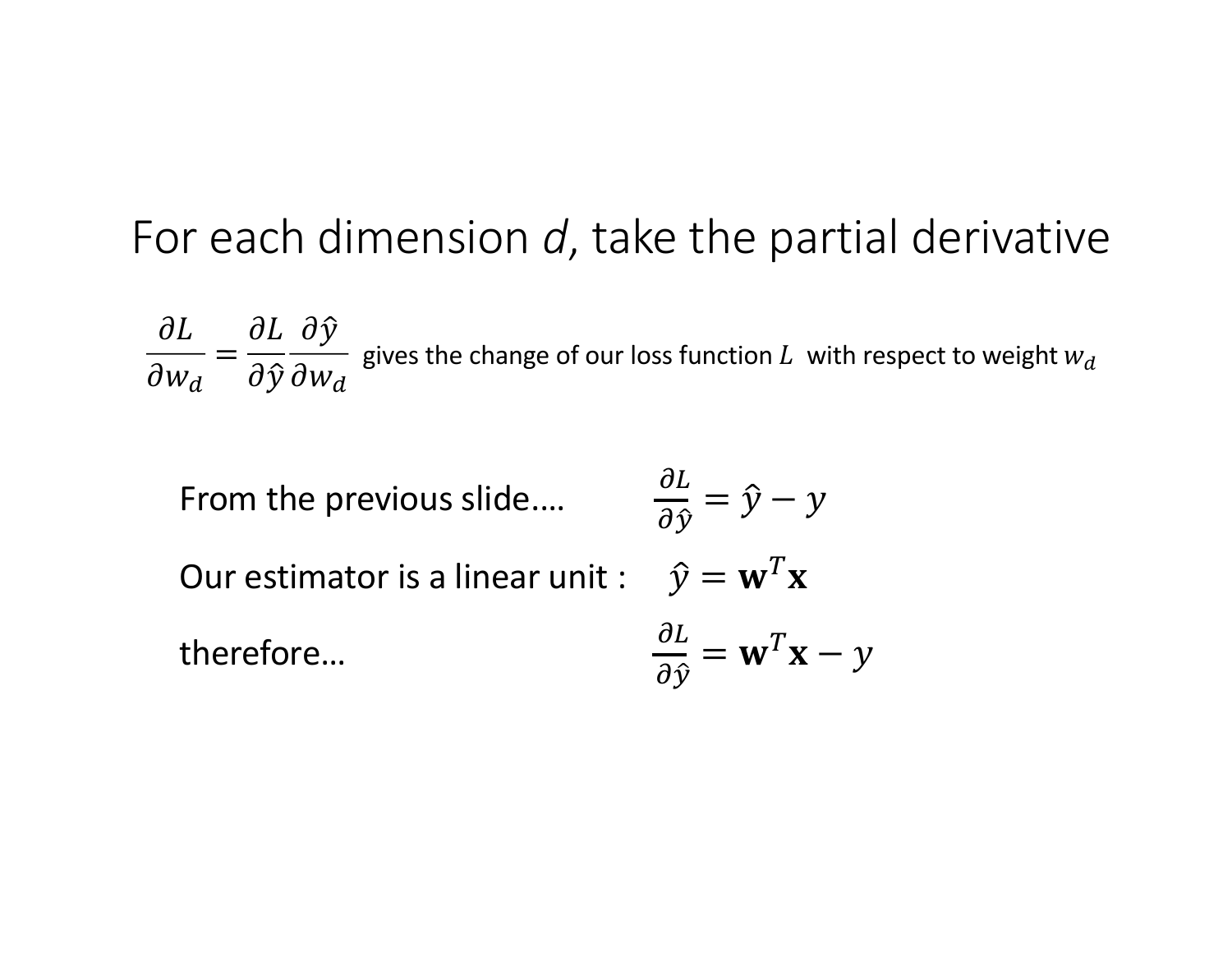# For each dimension *d*, take the partial derivative

$$\frac{\partial L}{\partial w_d} = \frac{\partial L}{\partial \hat{y}} \frac{\partial \hat{y}}{\partial w_d}$$ gives the change of our loss function $L$ with respect to weight $w_d$

From the previous slide.... $\frac{\partial L}{\partial \hat{y}} = \hat{y} - y$

Our estimator is a linear unit : $\hat{y} = \mathbf{w}^T \mathbf{x}$

therefore… $\frac{\partial L}{\partial \hat{y}} = \mathbf{w}^T \mathbf{x} - y$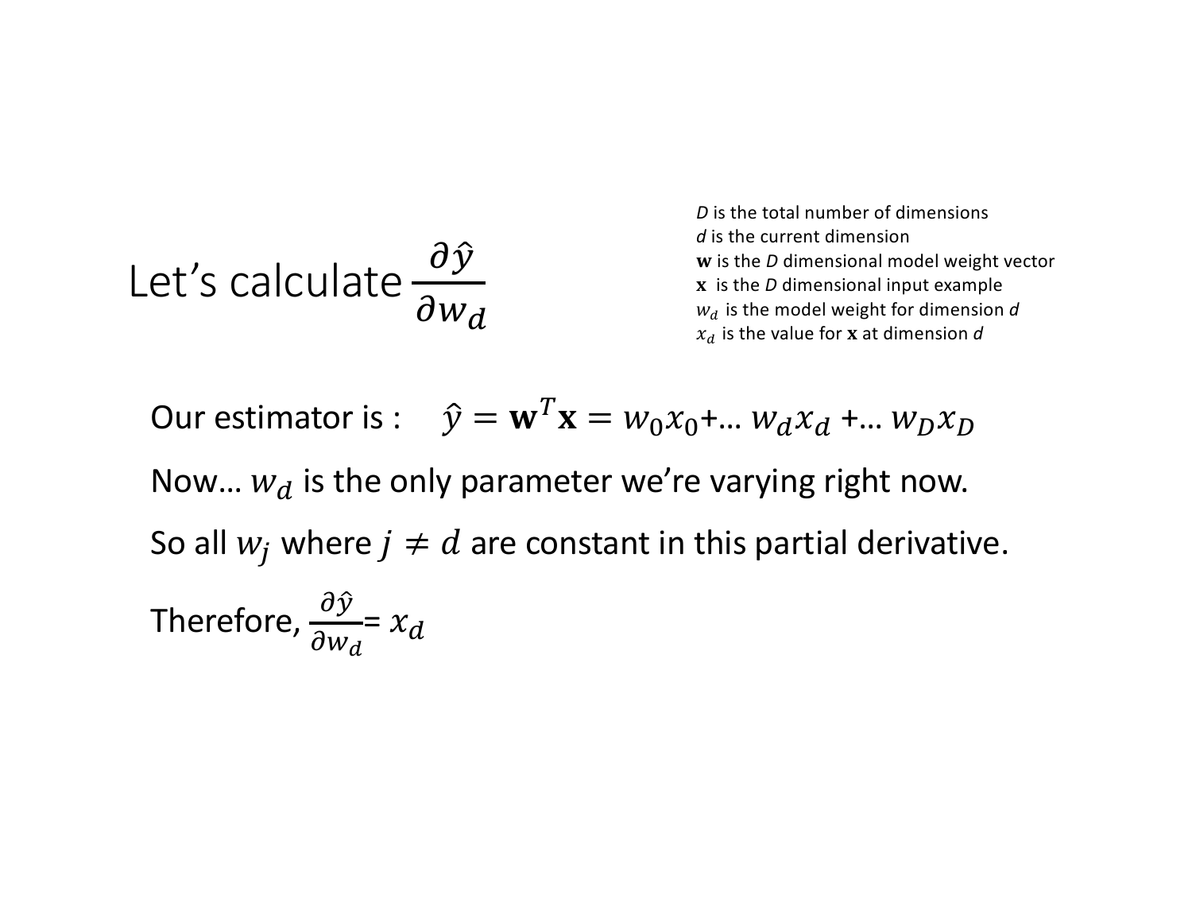# Let's calculate $\frac{\partial \hat{y}}{\partial w_d}$

*D* is the total number of dimensions
*d* is the current dimension
$\mathbf{w}$ is the *D* dimensional model weight vector
$\mathbf{x}$ is the *D* dimensional input example
$w_d$ is the model weight for dimension *d*
$x_d$ is the value for $\mathbf{x}$ at dimension *d*

Our estimator is : $\hat{y} = \mathbf{w}^T\mathbf{x} = w_0 x_0 + \ldots\, w_d x_d + \ldots\, w_D x_D$

Now… $w_d$ is the only parameter we're varying right now.

So all $w_j$ where $j \neq d$ are constant in this partial derivative.

Therefore, $\frac{\partial \hat{y}}{\partial w_d} = x_d$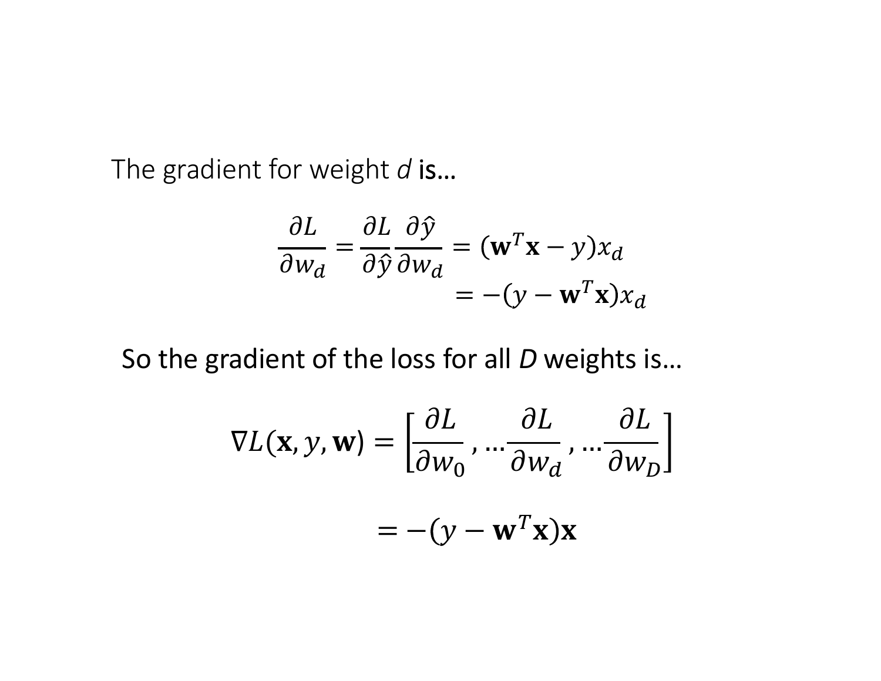The gradient for weight *d* is…

$$\frac{\partial L}{\partial w_d} = \frac{\partial L}{\partial \hat{y}} \frac{\partial \hat{y}}{\partial w_d} = (\mathbf{w}^T \mathbf{x} - y) x_d$$

$$= -(y - \mathbf{w}^T \mathbf{x}) x_d$$

So the gradient of the loss for all *D* weights is…

$$\nabla L(\mathbf{x}, y, \mathbf{w}) = \left[ \frac{\partial L}{\partial w_0}, \ldots \frac{\partial L}{\partial w_d}, \ldots \frac{\partial L}{\partial w_D} \right]$$

$$= -(y - \mathbf{w}^T \mathbf{x}) \mathbf{x}$$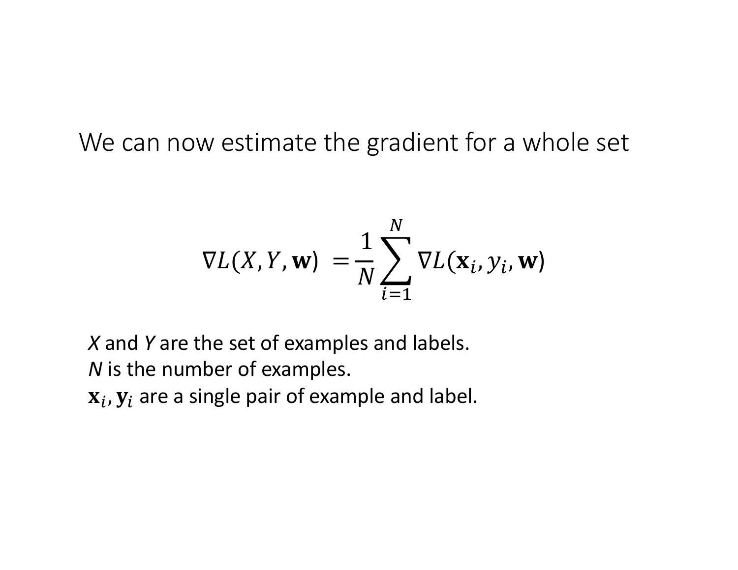# We can now estimate the gradient for a whole set

$$\nabla L(X, Y, \mathbf{w}) = \frac{1}{N} \sum_{i=1}^{N} \nabla L(\mathbf{x}_i, y_i, \mathbf{w})$$

*X* and *Y* are the set of examples and labels.
*N* is the number of examples.
$\mathbf{x}_i, \mathbf{y}_i$ are a single pair of example and label.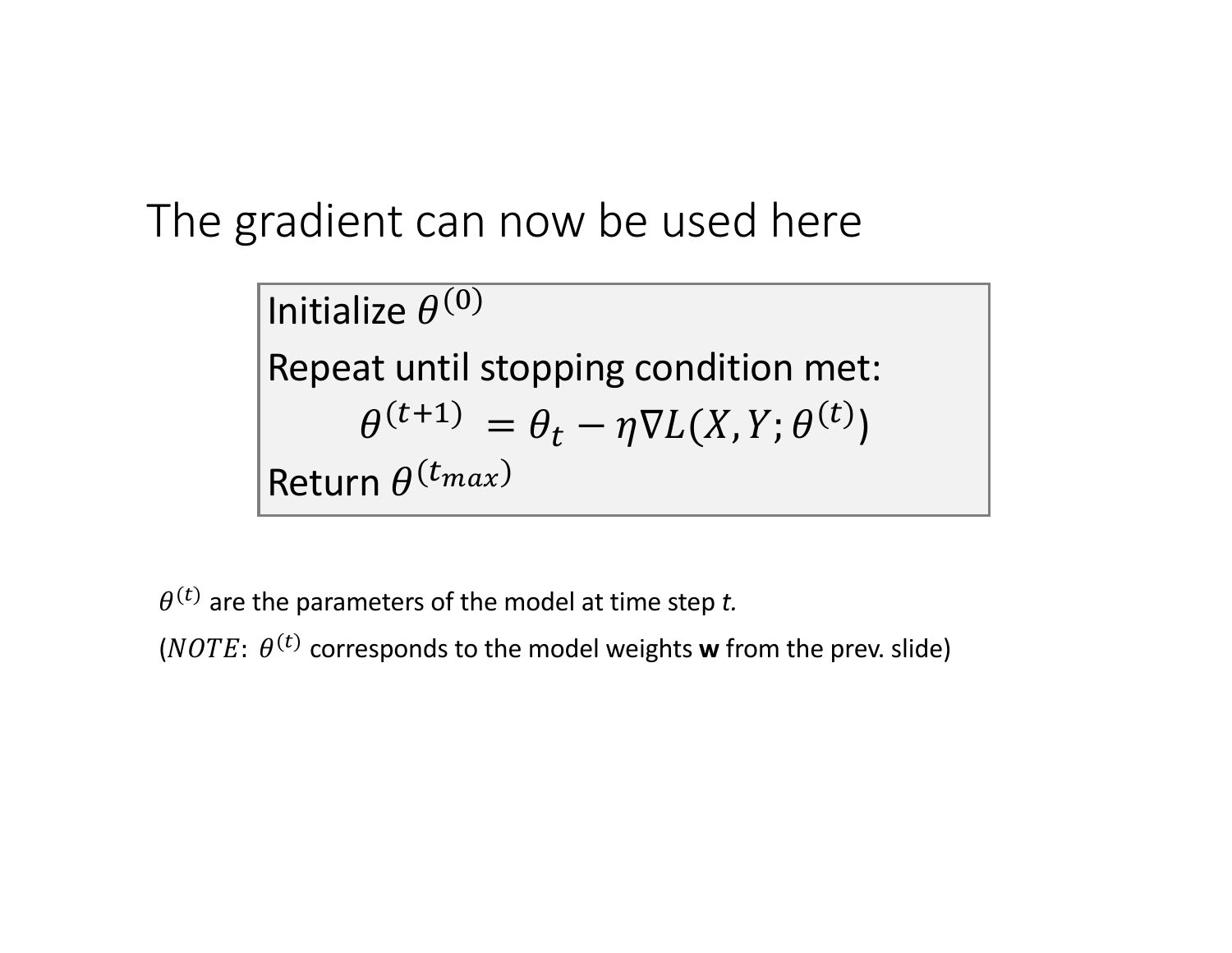# The gradient can now be used here

Initialize $\theta^{(0)}$

Repeat until stopping condition met:

$$\theta^{(t+1)} = \theta_t - \eta \nabla L(X, Y; \theta^{(t)})$$

Return $\theta^{(t_{max})}$

$\theta^{(t)}$ are the parameters of the model at time step *t.*

($NOTE$: $\theta^{(t)}$ corresponds to the model weights **w** from the prev. slide)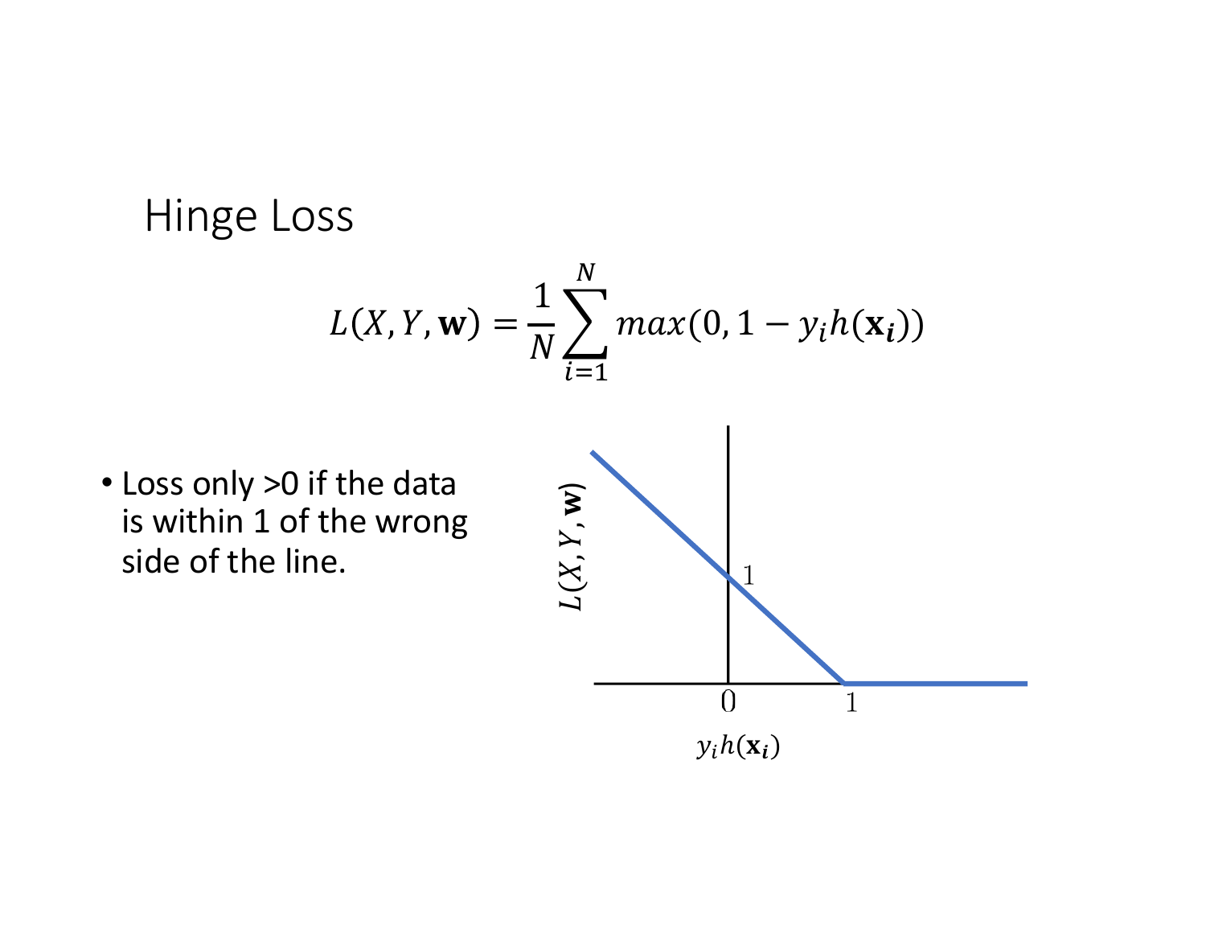# Hinge Loss

$$L(X, Y, \mathbf{w}) = \frac{1}{N}\sum_{i=1}^{N} max(0, 1 - y_i h(\mathbf{x_i}))$$

- Loss only >0 if the data is within 1 of the wrong side of the line.

$L(X, Y, \mathbf{w})$

1

0

1

$y_i h(\mathbf{x_i})$